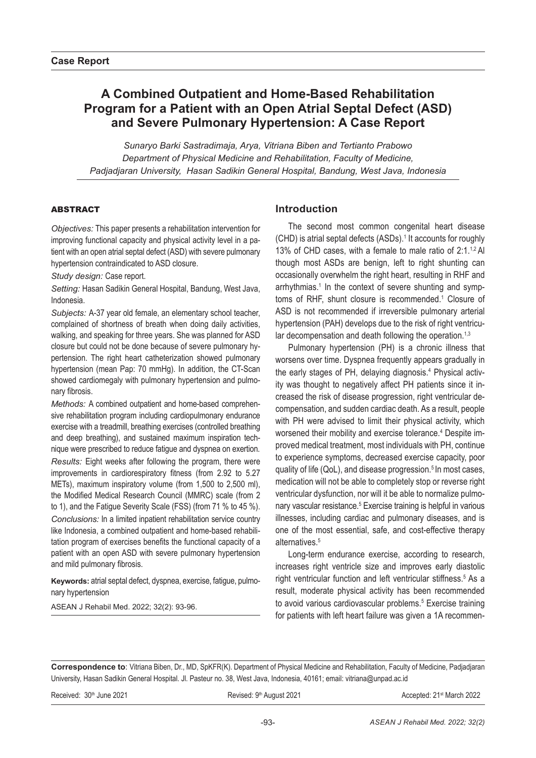**Case Report**

# A Combined Outpatient and Home-Based Rehabilitation Program for a Patient with an Open Atrial Septal Defect (ASD) and Severe Pulmonary Hypertension: A Case Report

*Sunaryo Barki Sastradimaja, Arya, Vitriana Biben and Tertianto Prabowo*
*Department of Physical Medicine and Rehabilitation, Faculty of Medicine, Padjadjaran University, Hasan Sadikin General Hospital, Bandung, West Java, Indonesia*

## ABSTRACT

*Objectives:* This paper presents a rehabilitation intervention for improving functional capacity and physical activity level in a patient with an open atrial septal defect (ASD) with severe pulmonary hypertension contraindicated to ASD closure.

*Study design:* Case report.

*Setting:* Hasan Sadikin General Hospital, Bandung, West Java, Indonesia.

*Subjects:* A-37 year old female, an elementary school teacher, complained of shortness of breath when doing daily activities, walking, and speaking for three years. She was planned for ASD closure but could not be done because of severe pulmonary hypertension. The right heart catheterization showed pulmonary hypertension (mean Pap: 70 mmHg). In addition, the CT-Scan showed cardiomegaly with pulmonary hypertension and pulmonary fibrosis.

*Methods:* A combined outpatient and home-based comprehensive rehabilitation program including cardiopulmonary endurance exercise with a treadmill, breathing exercises (controlled breathing and deep breathing), and sustained maximum inspiration technique were prescribed to reduce fatigue and dyspnea on exertion.

*Results:* Eight weeks after following the program, there were improvements in cardiorespiratory fitness (from 2.92 to 5.27 METs), maximum inspiratory volume (from 1,500 to 2,500 ml), the Modified Medical Research Council (MMRC) scale (from 2 to 1), and the Fatigue Severity Scale (FSS) (from 71 % to 45 %).

*Conclusions:* In a limited inpatient rehabilitation service country like Indonesia, a combined outpatient and home-based rehabilitation program of exercises benefits the functional capacity of a patient with an open ASD with severe pulmonary hypertension and mild pulmonary fibrosis.

**Keywords:** atrial septal defect, dyspnea, exercise, fatigue, pulmonary hypertension

ASEAN J Rehabil Med. 2022; 32(2): 93-96.

## Introduction

The second most common congenital heart disease (CHD) is atrial septal defects (ASDs).[1] It accounts for roughly 13% of CHD cases, with a female to male ratio of 2:1.[1,2] Although most ASDs are benign, left to right shunting can occasionally overwhelm the right heart, resulting in RHF and arrhythmias.[1] In the context of severe shunting and symptoms of RHF, shunt closure is recommended.[1] Closure of ASD is not recommended if irreversible pulmonary arterial hypertension (PAH) develops due to the risk of right ventricular decompensation and death following the operation.[1,3]

Pulmonary hypertension (PH) is a chronic illness that worsens over time. Dyspnea frequently appears gradually in the early stages of PH, delaying diagnosis.[4] Physical activity was thought to negatively affect PH patients since it increased the risk of disease progression, right ventricular decompensation, and sudden cardiac death. As a result, people with PH were advised to limit their physical activity, which worsened their mobility and exercise tolerance.[4] Despite improved medical treatment, most individuals with PH, continue to experience symptoms, decreased exercise capacity, poor quality of life (QoL), and disease progression.[5] In most cases, medication will not be able to completely stop or reverse right ventricular dysfunction, nor will it be able to normalize pulmonary vascular resistance.[5] Exercise training is helpful in various illnesses, including cardiac and pulmonary diseases, and is one of the most essential, safe, and cost-effective therapy alternatives.[5]

Long-term endurance exercise, according to research, increases right ventricle size and improves early diastolic right ventricular function and left ventricular stiffness.[5] As a result, moderate physical activity has been recommended to avoid various cardiovascular problems.[5] Exercise training for patients with left heart failure was given a 1A recommen-

**Correspondence to**: Vitriana Biben, Dr., MD, SpKFR(K). Department of Physical Medicine and Rehabilitation, Faculty of Medicine, Padjadjaran University, Hasan Sadikin General Hospital. Jl. Pasteur no. 38, West Java, Indonesia, 40161; email: vitriana@unpad.ac.id

Received: 30th June 2021 Revised: 9th August 2021 Accepted: 21st March 2022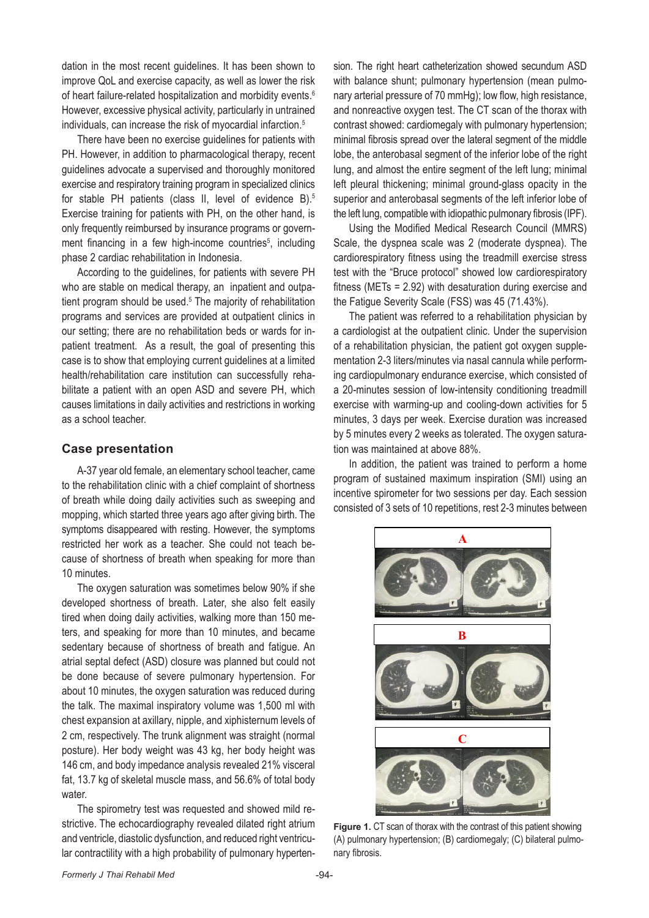dation in the most recent guidelines. It has been shown to improve QoL and exercise capacity, as well as lower the risk of heart failure-related hospitalization and morbidity events.[6] However, excessive physical activity, particularly in untrained individuals, can increase the risk of myocardial infarction.[5]

There have been no exercise guidelines for patients with PH. However, in addition to pharmacological therapy, recent guidelines advocate a supervised and thoroughly monitored exercise and respiratory training program in specialized clinics for stable PH patients (class II, level of evidence B).[5] Exercise training for patients with PH, on the other hand, is only frequently reimbursed by insurance programs or government financing in a few high-income countries[5], including phase 2 cardiac rehabilitation in Indonesia.

According to the guidelines, for patients with severe PH who are stable on medical therapy, an inpatient and outpatient program should be used.[5] The majority of rehabilitation programs and services are provided at outpatient clinics in our setting; there are no rehabilitation beds or wards for inpatient treatment. As a result, the goal of presenting this case is to show that employing current guidelines at a limited health/rehabilitation care institution can successfully rehabilitate a patient with an open ASD and severe PH, which causes limitations in daily activities and restrictions in working as a school teacher.

## Case presentation

A-37 year old female, an elementary school teacher, came to the rehabilitation clinic with a chief complaint of shortness of breath while doing daily activities such as sweeping and mopping, which started three years ago after giving birth. The symptoms disappeared with resting. However, the symptoms restricted her work as a teacher. She could not teach because of shortness of breath when speaking for more than 10 minutes.

The oxygen saturation was sometimes below 90% if she developed shortness of breath. Later, she also felt easily tired when doing daily activities, walking more than 150 meters, and speaking for more than 10 minutes, and became sedentary because of shortness of breath and fatigue. An atrial septal defect (ASD) closure was planned but could not be done because of severe pulmonary hypertension. For about 10 minutes, the oxygen saturation was reduced during the talk. The maximal inspiratory volume was 1,500 ml with chest expansion at axillary, nipple, and xiphisternum levels of 2 cm, respectively. The trunk alignment was straight (normal posture). Her body weight was 43 kg, her body height was 146 cm, and body impedance analysis revealed 21% visceral fat, 13.7 kg of skeletal muscle mass, and 56.6% of total body water.

The spirometry test was requested and showed mild restrictive. The echocardiography revealed dilated right atrium and ventricle, diastolic dysfunction, and reduced right ventricular contractility with a high probability of pulmonary hypertension. The right heart catheterization showed secundum ASD with balance shunt; pulmonary hypertension (mean pulmonary arterial pressure of 70 mmHg); low flow, high resistance, and nonreactive oxygen test. The CT scan of the thorax with contrast showed: cardiomegaly with pulmonary hypertension; minimal fibrosis spread over the lateral segment of the middle lobe, the anterobasal segment of the inferior lobe of the right lung, and almost the entire segment of the left lung; minimal left pleural thickening; minimal ground-glass opacity in the superior and anterobasal segments of the left inferior lobe of the left lung, compatible with idiopathic pulmonary fibrosis (IPF).

Using the Modified Medical Research Council (MMRS) Scale, the dyspnea scale was 2 (moderate dyspnea). The cardiorespiratory fitness using the treadmill exercise stress test with the "Bruce protocol" showed low cardiorespiratory fitness (METs = 2.92) with desaturation during exercise and the Fatigue Severity Scale (FSS) was 45 (71.43%).

The patient was referred to a rehabilitation physician by a cardiologist at the outpatient clinic. Under the supervision of a rehabilitation physician, the patient got oxygen supplementation 2-3 liters/minutes via nasal cannula while performing cardiopulmonary endurance exercise, which consisted of a 20-minutes session of low-intensity conditioning treadmill exercise with warming-up and cooling-down activities for 5 minutes, 3 days per week. Exercise duration was increased by 5 minutes every 2 weeks as tolerated. The oxygen saturation was maintained at above 88%.

In addition, the patient was trained to perform a home program of sustained maximum inspiration (SMI) using an incentive spirometer for two sessions per day. Each session consisted of 3 sets of 10 repetitions, rest 2-3 minutes between

**Figure 1.** CT scan of thorax with the contrast of this patient showing (A) pulmonary hypertension; (B) cardiomegaly; (C) bilateral pulmonary fibrosis.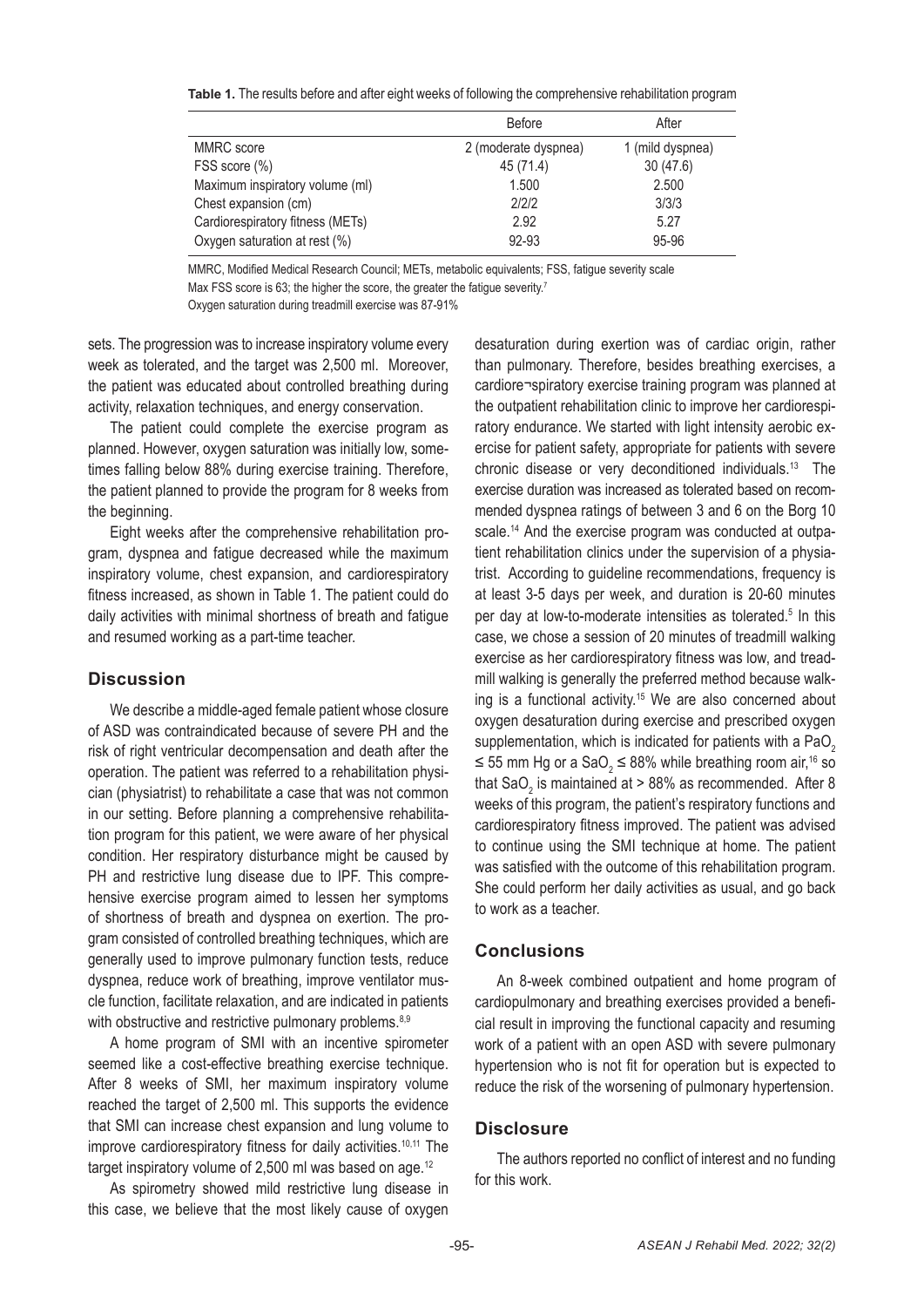**Table 1.** The results before and after eight weeks of following the comprehensive rehabilitation program

| | Before | After |
|---|---|---|
| MMRC score | 2 (moderate dyspnea) | 1 (mild dyspnea) |
| FSS score (%) | 45 (71.4) | 30 (47.6) |
| Maximum inspiratory volume (ml) | 1.500 | 2.500 |
| Chest expansion (cm) | 2/2/2 | 3/3/3 |
| Cardiorespiratory fitness (METs) | 2.92 | 5.27 |
| Oxygen saturation at rest (%) | 92-93 | 95-96 |

MMRC, Modified Medical Research Council; METs, metabolic equivalents; FSS, fatigue severity scale

Max FSS score is 63; the higher the score, the greater the fatigue severity.[7]

Oxygen saturation during treadmill exercise was 87-91%

sets. The progression was to increase inspiratory volume every week as tolerated, and the target was 2,500 ml. Moreover, the patient was educated about controlled breathing during activity, relaxation techniques, and energy conservation.

The patient could complete the exercise program as planned. However, oxygen saturation was initially low, sometimes falling below 88% during exercise training. Therefore, the patient planned to provide the program for 8 weeks from the beginning.

Eight weeks after the comprehensive rehabilitation program, dyspnea and fatigue decreased while the maximum inspiratory volume, chest expansion, and cardiorespiratory fitness increased, as shown in Table 1. The patient could do daily activities with minimal shortness of breath and fatigue and resumed working as a part-time teacher.

## Discussion

We describe a middle-aged female patient whose closure of ASD was contraindicated because of severe PH and the risk of right ventricular decompensation and death after the operation. The patient was referred to a rehabilitation physician (physiatrist) to rehabilitate a case that was not common in our setting. Before planning a comprehensive rehabilitation program for this patient, we were aware of her physical condition. Her respiratory disturbance might be caused by PH and restrictive lung disease due to IPF. This comprehensive exercise program aimed to lessen her symptoms of shortness of breath and dyspnea on exertion. The program consisted of controlled breathing techniques, which are generally used to improve pulmonary function tests, reduce dyspnea, reduce work of breathing, improve ventilator muscle function, facilitate relaxation, and are indicated in patients with obstructive and restrictive pulmonary problems.[8,9]

A home program of SMI with an incentive spirometer seemed like a cost-effective breathing exercise technique. After 8 weeks of SMI, her maximum inspiratory volume reached the target of 2,500 ml. This supports the evidence that SMI can increase chest expansion and lung volume to improve cardiorespiratory fitness for daily activities.[10,11] The target inspiratory volume of 2,500 ml was based on age.[12]

As spirometry showed mild restrictive lung disease in this case, we believe that the most likely cause of oxygen desaturation during exertion was of cardiac origin, rather than pulmonary. Therefore, besides breathing exercises, a cardiore¬spiratory exercise training program was planned at the outpatient rehabilitation clinic to improve her cardiorespiratory endurance. We started with light intensity aerobic exercise for patient safety, appropriate for patients with severe chronic disease or very deconditioned individuals.[13] The exercise duration was increased as tolerated based on recommended dyspnea ratings of between 3 and 6 on the Borg 10 scale.[14] And the exercise program was conducted at outpatient rehabilitation clinics under the supervision of a physiatrist. According to guideline recommendations, frequency is at least 3-5 days per week, and duration is 20-60 minutes per day at low-to-moderate intensities as tolerated.[5] In this case, we chose a session of 20 minutes of treadmill walking exercise as her cardiorespiratory fitness was low, and treadmill walking is generally the preferred method because walking is a functional activity.[15] We are also concerned about oxygen desaturation during exercise and prescribed oxygen supplementation, which is indicated for patients with a $PaO_2$ ≤ 55 mm Hg or a $SaO_2$ ≤ 88% while breathing room air,[16] so that $SaO_2$ is maintained at > 88% as recommended. After 8 weeks of this program, the patient's respiratory functions and cardiorespiratory fitness improved. The patient was advised to continue using the SMI technique at home. The patient was satisfied with the outcome of this rehabilitation program. She could perform her daily activities as usual, and go back to work as a teacher.

## Conclusions

An 8-week combined outpatient and home program of cardiopulmonary and breathing exercises provided a beneficial result in improving the functional capacity and resuming work of a patient with an open ASD with severe pulmonary hypertension who is not fit for operation but is expected to reduce the risk of the worsening of pulmonary hypertension.

## Disclosure

The authors reported no conflict of interest and no funding for this work.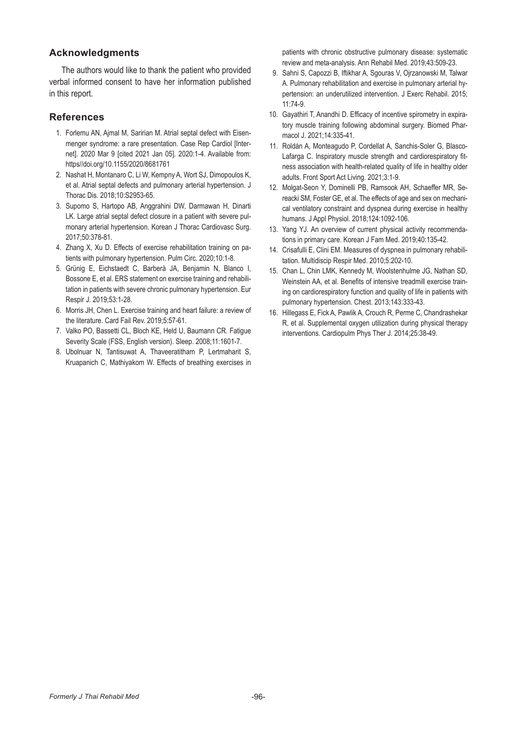## Acknowledgments

The authors would like to thank the patient who provided verbal informed consent to have her information published in this report.

## References

1. Forlemu AN, Ajmal M, Saririan M. Atrial septal defect with Eisenmenger syndrome: a rare presentation. Case Rep Cardiol [Internet]. 2020 Mar 9 [cited 2021 Jan 05]. 2020:1-4. Available from: https//doi.org/10.1155/2020/8681761
2. Nashat H, Montanaro C, Li W, Kempny A, Wort SJ, Dimopoulos K, et al. Atrial septal defects and pulmonary arterial hypertension. J Thorac Dis. 2018;10:S2953-65.
3. Supomo S, Hartopo AB, Anggrahini DW, Darmawan H, Dinarti LK. Large atrial septal defect closure in a patient with severe pulmonary arterial hypertension. Korean J Thorac Cardiovasc Surg. 2017;50:378-81.
4. Zhang X, Xu D. Effects of exercise rehabilitation training on patients with pulmonary hypertension. Pulm Circ. 2020;10:1-8.
5. Grünig E, Eichstaedt C, Barberà JA, Benjamin N, Blanco I, Bossone E, et al. ERS statement on exercise training and rehabilitation in patients with severe chronic pulmonary hypertension. Eur Respir J. 2019;53:1-28.
6. Morris JH, Chen L. Exercise training and heart failure: a review of the literature. Card Fail Rev. 2019;5:57-61.
7. Valko PO, Bassetti CL, Bloch KE, Held U, Baumann CR. Fatigue Severity Scale (FSS, English version). Sleep. 2008;11:1601-7.
8. Ubolnuar N, Tantisuwat A, Thaveeratitham P, Lertmaharit S, Kruapanich C, Mathiyakom W. Effects of breathing exercises in patients with chronic obstructive pulmonary disease: systematic review and meta-analysis. Ann Rehabil Med. 2019;43:509-23.
9. Sahni S, Capozzi B, Iftikhar A, Sgouras V, Ojrzanowski M, Talwar A. Pulmonary rehabilitation and exercise in pulmonary arterial hypertension: an underutilized intervention. J Exerc Rehabil. 2015; 11:74-9.
10. Gayathiri T, Anandhi D. Efficacy of incentive spirometry in expiratory muscle training following abdominal surgery. Biomed Pharmacol J. 2021;14:335-41.
11. Roldán A, Monteagudo P, Cordellat A, Sanchis-Soler G, Blasco-Lafarga C. Inspiratory muscle strength and cardiorespiratory fitness association with health-related quality of life in healthy older adults. Front Sport Act Living. 2021;3:1-9.
12. Molgat-Seon Y, Dominelli PB, Ramsook AH, Schaeffer MR, Sereacki SM, Foster GE, et al. The effects of age and sex on mechanical ventilatory constraint and dyspnea during exercise in healthy humans. J Appl Physiol. 2018;124:1092-106.
13. Yang YJ. An overview of current physical activity recommendations in primary care. Korean J Fam Med. 2019;40:135-42.
14. Crisafulli E, Clini EM. Measures of dyspnea in pulmonary rehabilitation. Multidiscip Respir Med. 2010;5:202-10.
15. Chan L, Chin LMK, Kennedy M, Woolstenhulme JG, Nathan SD, Weinstein AA, et al. Benefits of intensive treadmill exercise training on cardiorespiratory function and quality of life in patients with pulmonary hypertension. Chest. 2013;143:333-43.
16. Hillegass E, Fick A, Pawlik A, Crouch R, Perme C, Chandrashekar R, et al. Supplemental oxygen utilization during physical therapy interventions. Cardiopulm Phys Ther J. 2014;25:38-49.